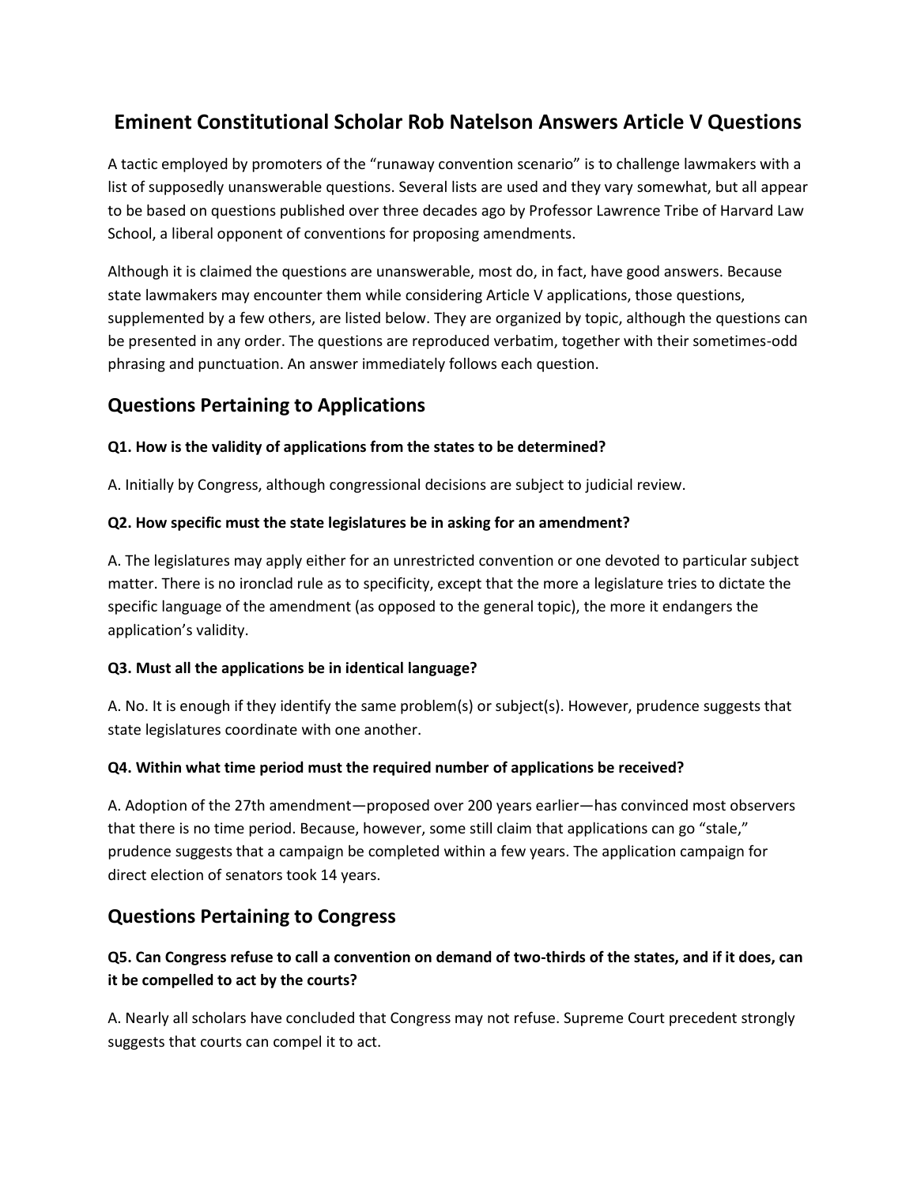# Eminent Constitutional Scholar Rob Natelson Answers Article V Questions

A tactic employed by promoters of the "runaway convention scenario" is to challenge lawmakers with a list of supposedly unanswerable questions. Several lists are used and they vary somewhat, but all appear to be based on questions published over three decades ago by Professor Lawrence Tribe of Harvard Law School, a liberal opponent of conventions for proposing amendments.

Although it is claimed the questions are unanswerable, most do, in fact, have good answers. Because state lawmakers may encounter them while considering Article V applications, those questions, supplemented by a few others, are listed below. They are organized by topic, although the questions can be presented in any order. The questions are reproduced verbatim, together with their sometimes-odd phrasing and punctuation. An answer immediately follows each question.

## Questions Pertaining to Applications

**Q1. How is the validity of applications from the states to be determined?**

A. Initially by Congress, although congressional decisions are subject to judicial review.

**Q2. How specific must the state legislatures be in asking for an amendment?**

A. The legislatures may apply either for an unrestricted convention or one devoted to particular subject matter. There is no ironclad rule as to specificity, except that the more a legislature tries to dictate the specific language of the amendment (as opposed to the general topic), the more it endangers the application's validity.

**Q3. Must all the applications be in identical language?**

A. No. It is enough if they identify the same problem(s) or subject(s). However, prudence suggests that state legislatures coordinate with one another.

**Q4. Within what time period must the required number of applications be received?**

A. Adoption of the 27th amendment—proposed over 200 years earlier—has convinced most observers that there is no time period. Because, however, some still claim that applications can go "stale," prudence suggests that a campaign be completed within a few years. The application campaign for direct election of senators took 14 years.

## Questions Pertaining to Congress

**Q5. Can Congress refuse to call a convention on demand of two-thirds of the states, and if it does, can it be compelled to act by the courts?**

A. Nearly all scholars have concluded that Congress may not refuse. Supreme Court precedent strongly suggests that courts can compel it to act.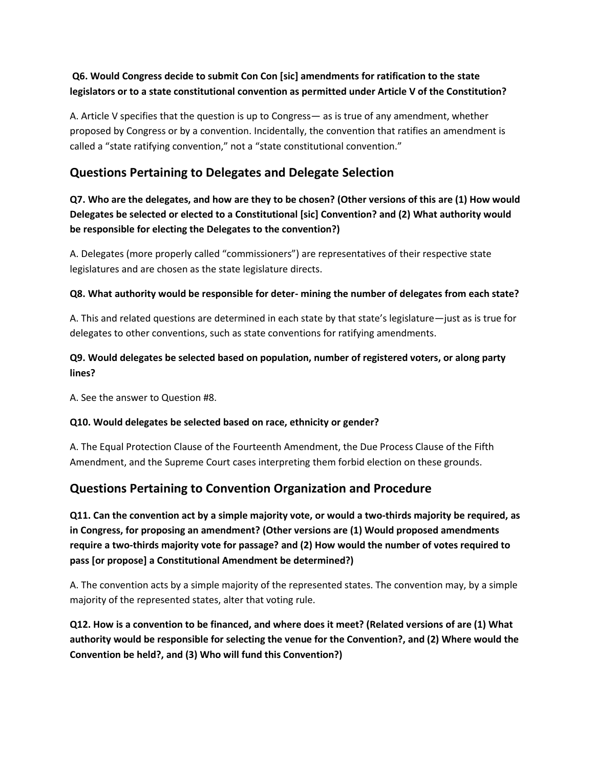**Q6. Would Congress decide to submit Con Con [sic] amendments for ratification to the state legislators or to a state constitutional convention as permitted under Article V of the Constitution?**

A. Article V specifies that the question is up to Congress— as is true of any amendment, whether proposed by Congress or by a convention. Incidentally, the convention that ratifies an amendment is called a "state ratifying convention," not a "state constitutional convention."

## Questions Pertaining to Delegates and Delegate Selection

**Q7. Who are the delegates, and how are they to be chosen? (Other versions of this are (1) How would Delegates be selected or elected to a Constitutional [sic] Convention? and (2) What authority would be responsible for electing the Delegates to the convention?)**

A. Delegates (more properly called "commissioners") are representatives of their respective state legislatures and are chosen as the state legislature directs.

**Q8. What authority would be responsible for deter- mining the number of delegates from each state?**

A. This and related questions are determined in each state by that state's legislature—just as is true for delegates to other conventions, such as state conventions for ratifying amendments.

**Q9. Would delegates be selected based on population, number of registered voters, or along party lines?**

A. See the answer to Question #8.

**Q10. Would delegates be selected based on race, ethnicity or gender?**

A. The Equal Protection Clause of the Fourteenth Amendment, the Due Process Clause of the Fifth Amendment, and the Supreme Court cases interpreting them forbid election on these grounds.

## Questions Pertaining to Convention Organization and Procedure

**Q11. Can the convention act by a simple majority vote, or would a two-thirds majority be required, as in Congress, for proposing an amendment? (Other versions are (1) Would proposed amendments require a two-thirds majority vote for passage? and (2) How would the number of votes required to pass [or propose] a Constitutional Amendment be determined?)**

A. The convention acts by a simple majority of the represented states. The convention may, by a simple majority of the represented states, alter that voting rule.

**Q12. How is a convention to be financed, and where does it meet? (Related versions of are (1) What authority would be responsible for selecting the venue for the Convention?, and (2) Where would the Convention be held?, and (3) Who will fund this Convention?)**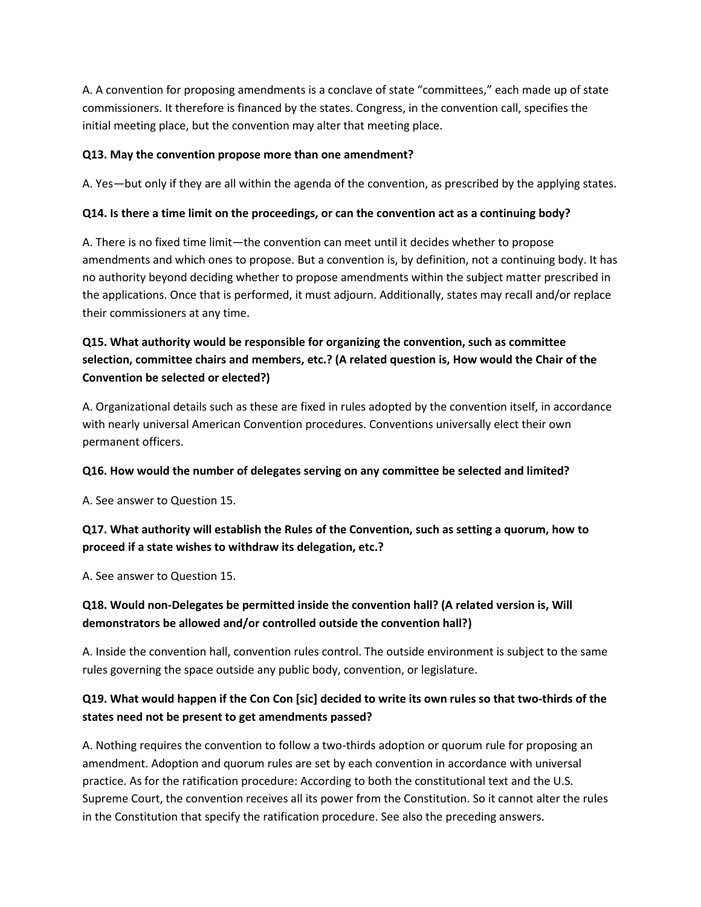A. A convention for proposing amendments is a conclave of state "committees," each made up of state commissioners. It therefore is financed by the states. Congress, in the convention call, specifies the initial meeting place, but the convention may alter that meeting place.

**Q13. May the convention propose more than one amendment?**

A. Yes—but only if they are all within the agenda of the convention, as prescribed by the applying states.

**Q14. Is there a time limit on the proceedings, or can the convention act as a continuing body?**

A. There is no fixed time limit—the convention can meet until it decides whether to propose amendments and which ones to propose. But a convention is, by definition, not a continuing body. It has no authority beyond deciding whether to propose amendments within the subject matter prescribed in the applications. Once that is performed, it must adjourn. Additionally, states may recall and/or replace their commissioners at any time.

**Q15. What authority would be responsible for organizing the convention, such as committee selection, committee chairs and members, etc.? (A related question is, How would the Chair of the Convention be selected or elected?)**

A. Organizational details such as these are fixed in rules adopted by the convention itself, in accordance with nearly universal American Convention procedures. Conventions universally elect their own permanent officers.

**Q16. How would the number of delegates serving on any committee be selected and limited?**

A. See answer to Question 15.

**Q17. What authority will establish the Rules of the Convention, such as setting a quorum, how to proceed if a state wishes to withdraw its delegation, etc.?**

A. See answer to Question 15.

**Q18. Would non-Delegates be permitted inside the convention hall? (A related version is, Will demonstrators be allowed and/or controlled outside the convention hall?)**

A. Inside the convention hall, convention rules control. The outside environment is subject to the same rules governing the space outside any public body, convention, or legislature.

**Q19. What would happen if the Con Con [sic] decided to write its own rules so that two-thirds of the states need not be present to get amendments passed?**

A. Nothing requires the convention to follow a two-thirds adoption or quorum rule for proposing an amendment. Adoption and quorum rules are set by each convention in accordance with universal practice. As for the ratification procedure: According to both the constitutional text and the U.S. Supreme Court, the convention receives all its power from the Constitution. So it cannot alter the rules in the Constitution that specify the ratification procedure. See also the preceding answers.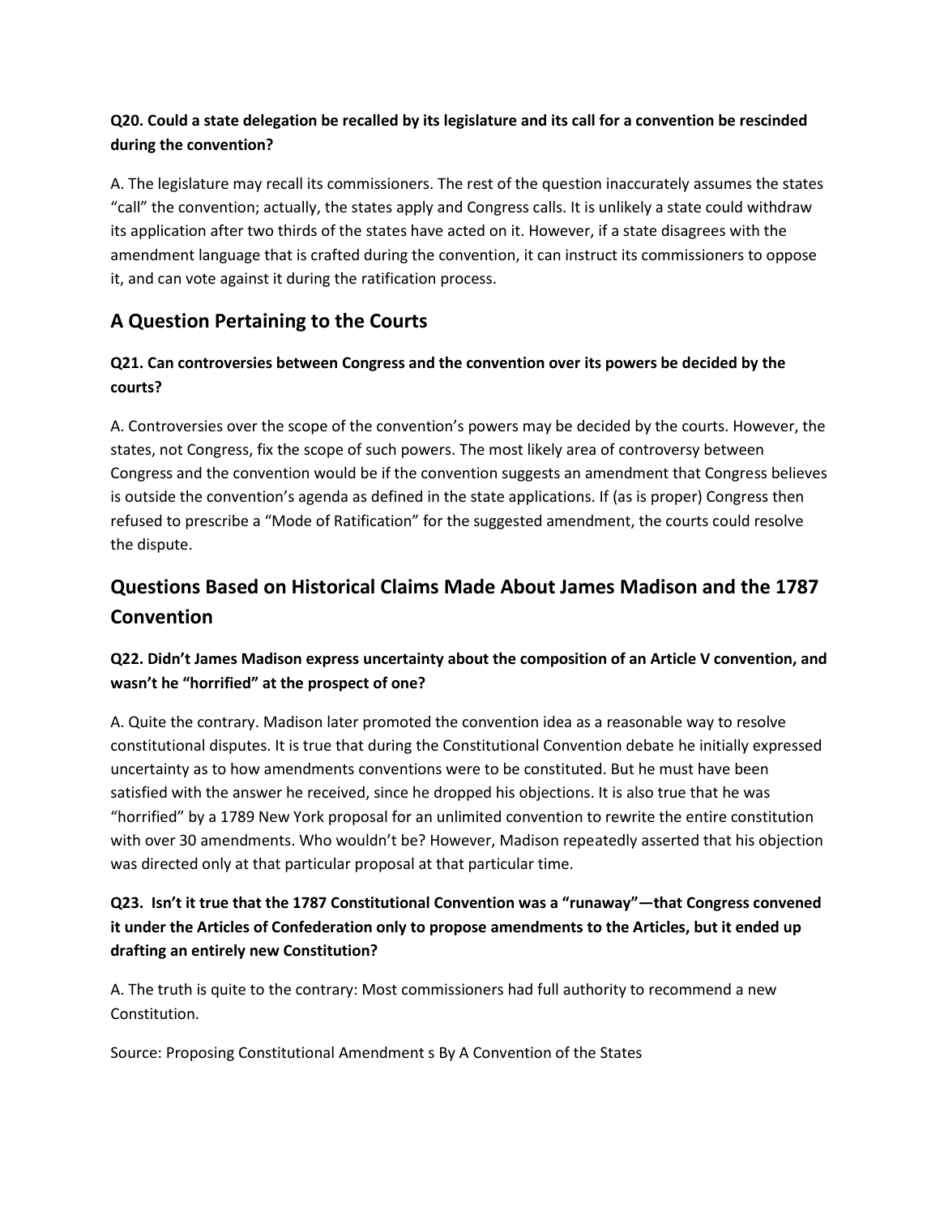**Q20. Could a state delegation be recalled by its legislature and its call for a convention be rescinded during the convention?**

A. The legislature may recall its commissioners. The rest of the question inaccurately assumes the states "call" the convention; actually, the states apply and Congress calls. It is unlikely a state could withdraw its application after two thirds of the states have acted on it. However, if a state disagrees with the amendment language that is crafted during the convention, it can instruct its commissioners to oppose it, and can vote against it during the ratification process.

## A Question Pertaining to the Courts

**Q21. Can controversies between Congress and the convention over its powers be decided by the courts?**

A. Controversies over the scope of the convention's powers may be decided by the courts. However, the states, not Congress, fix the scope of such powers. The most likely area of controversy between Congress and the convention would be if the convention suggests an amendment that Congress believes is outside the convention's agenda as defined in the state applications. If (as is proper) Congress then refused to prescribe a "Mode of Ratification" for the suggested amendment, the courts could resolve the dispute.

## Questions Based on Historical Claims Made About James Madison and the 1787 Convention

**Q22. Didn't James Madison express uncertainty about the composition of an Article V convention, and wasn't he "horrified" at the prospect of one?**

A. Quite the contrary. Madison later promoted the convention idea as a reasonable way to resolve constitutional disputes. It is true that during the Constitutional Convention debate he initially expressed uncertainty as to how amendments conventions were to be constituted. But he must have been satisfied with the answer he received, since he dropped his objections. It is also true that he was "horrified" by a 1789 New York proposal for an unlimited convention to rewrite the entire constitution with over 30 amendments. Who wouldn't be? However, Madison repeatedly asserted that his objection was directed only at that particular proposal at that particular time.

**Q23. Isn't it true that the 1787 Constitutional Convention was a "runaway"—that Congress convened it under the Articles of Confederation only to propose amendments to the Articles, but it ended up drafting an entirely new Constitution?**

A. The truth is quite to the contrary: Most commissioners had full authority to recommend a new Constitution.

Source: Proposing Constitutional Amendment s By A Convention of the States